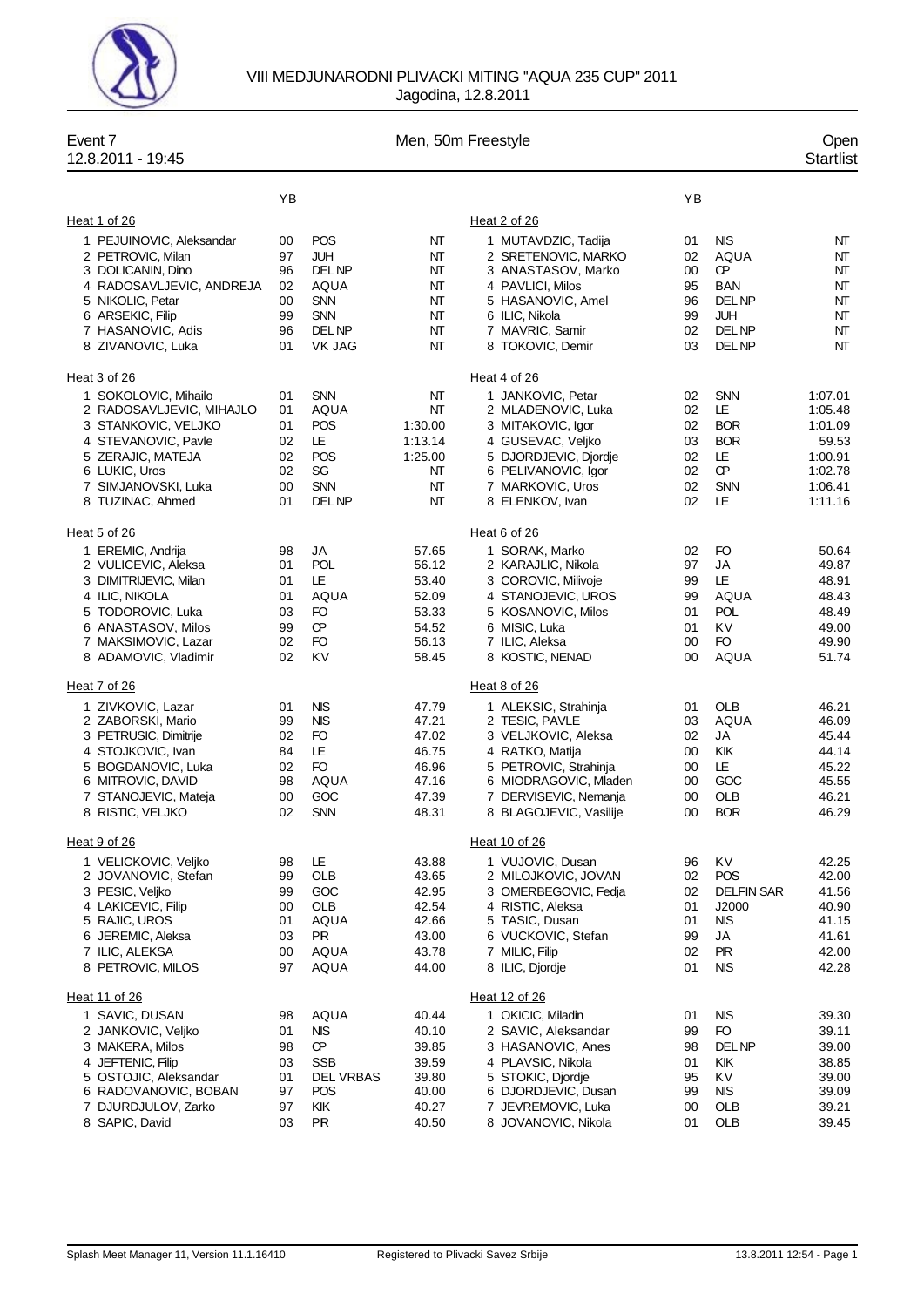# VIII MEDJUNARODNI PLIVACKI MITING "AQUA 235 CUP" 2011

Jagodina, 12.8.2011

**Event 7** — Men, 50m Freestyle — Open

12.8.2011 - 19:45 — Startlist

### Heat 1 of 26

| | Name | YB | Club | Time |
|---|---|---|---|---|
| 1 | PEJUINOVIC, Aleksandar | 00 | POS | NT |
| 2 | PETROVIC, Milan | 97 | JUH | NT |
| 3 | DOLICANIN, Dino | 96 | DEL NP | NT |
| 4 | RADOSAVLJEVIC, ANDREJA | 02 | AQUA | NT |
| 5 | NIKOLIC, Petar | 00 | SNN | NT |
| 6 | ARSEKIC, Filip | 99 | SNN | NT |
| 7 | HASANOVIC, Adis | 96 | DEL NP | NT |
| 8 | ZIVANOVIC, Luka | 01 | VK JAG | NT |

### Heat 2 of 26

| | Name | YB | Club | Time |
|---|---|---|---|---|
| 1 | MUTAVDZIC, Tadija | 01 | NIS | NT |
| 2 | SRETENOVIC, MARKO | 02 | AQUA | NT |
| 3 | ANASTASOV, Marko | 00 | CP | NT |
| 4 | PAVLICI, Milos | 95 | BAN | NT |
| 5 | HASANOVIC, Amel | 96 | DEL NP | NT |
| 6 | ILIC, Nikola | 99 | JUH | NT |
| 7 | MAVRIC, Samir | 02 | DEL NP | NT |
| 8 | TOKOVIC, Demir | 03 | DEL NP | NT |

### Heat 3 of 26

| | Name | YB | Club | Time |
|---|---|---|---|---|
| 1 | SOKOLOVIC, Mihailo | 01 | SNN | NT |
| 2 | RADOSAVLJEVIC, MIHAJLO | 01 | AQUA | NT |
| 3 | STANKOVIC, VELJKO | 01 | POS | 1:30.00 |
| 4 | STEVANOVIC, Pavle | 02 | LE | 1:13.14 |
| 5 | ZERAJIC, MATEJA | 02 | POS | 1:25.00 |
| 6 | LUKIC, Uros | 02 | SG | NT |
| 7 | SIMJANOVSKI, Luka | 00 | SNN | NT |
| 8 | TUZINAC, Ahmed | 01 | DEL NP | NT |

### Heat 4 of 26

| | Name | YB | Club | Time |
|---|---|---|---|---|
| 1 | JANKOVIC, Petar | 02 | SNN | 1:07.01 |
| 2 | MLADENOVIC, Luka | 02 | LE | 1:05.48 |
| 3 | MITAKOVIC, Igor | 02 | BOR | 1:01.09 |
| 4 | GUSEVAC, Veljko | 03 | BOR | 59.53 |
| 5 | DJORDJEVIC, Djordje | 02 | LE | 1:00.91 |
| 6 | PELIVANOVIC, Igor | 02 | CP | 1:02.78 |
| 7 | MARKOVIC, Uros | 02 | SNN | 1:06.41 |
| 8 | ELENKOV, Ivan | 02 | LE | 1:11.16 |

### Heat 5 of 26

| | Name | YB | Club | Time |
|---|---|---|---|---|
| 1 | EREMIC, Andrija | 98 | JA | 57.65 |
| 2 | VULICEVIC, Aleksa | 01 | POL | 56.12 |
| 3 | DIMITRIJEVIC, Milan | 01 | LE | 53.40 |
| 4 | ILIC, NIKOLA | 01 | AQUA | 52.09 |
| 5 | TODOROVIC, Luka | 03 | FO | 53.33 |
| 6 | ANASTASOV, Milos | 99 | CP | 54.52 |
| 7 | MAKSIMOVIC, Lazar | 02 | FO | 56.13 |
| 8 | ADAMOVIC, Vladimir | 02 | KV | 58.45 |

### Heat 6 of 26

| | Name | YB | Club | Time |
|---|---|---|---|---|
| 1 | SORAK, Marko | 02 | FO | 50.64 |
| 2 | KARAJLIC, Nikola | 97 | JA | 49.87 |
| 3 | COROVIC, Milivoje | 99 | LE | 48.91 |
| 4 | STANOJEVIC, UROS | 99 | AQUA | 48.43 |
| 5 | KOSANOVIC, Milos | 01 | POL | 48.49 |
| 6 | MISIC, Luka | 01 | KV | 49.00 |
| 7 | ILIC, Aleksa | 00 | FO | 49.90 |
| 8 | KOSTIC, NENAD | 00 | AQUA | 51.74 |

### Heat 7 of 26

| | Name | YB | Club | Time |
|---|---|---|---|---|
| 1 | ZIVKOVIC, Lazar | 01 | NIS | 47.79 |
| 2 | ZABORSKI, Mario | 99 | NIS | 47.21 |
| 3 | PETRUSIC, Dimitrije | 02 | FO | 47.02 |
| 4 | STOJKOVIC, Ivan | 84 | LE | 46.75 |
| 5 | BOGDANOVIC, Luka | 02 | FO | 46.96 |
| 6 | MITROVIC, DAVID | 98 | AQUA | 47.16 |
| 7 | STANOJEVIC, Mateja | 00 | GOC | 47.39 |
| 8 | RISTIC, VELJKO | 02 | SNN | 48.31 |

### Heat 8 of 26

| | Name | YB | Club | Time |
|---|---|---|---|---|
| 1 | ALEKSIC, Strahinja | 01 | OLB | 46.21 |
| 2 | TESIC, PAVLE | 03 | AQUA | 46.09 |
| 3 | VELJKOVIC, Aleksa | 02 | JA | 45.44 |
| 4 | RATKO, Matija | 00 | KIK | 44.14 |
| 5 | PETROVIC, Strahinja | 00 | LE | 45.22 |
| 6 | MIODRAGOVIC, Mladen | 00 | GOC | 45.55 |
| 7 | DERVISEVIC, Nemanja | 00 | OLB | 46.21 |
| 8 | BLAGOJEVIC, Vasilije | 00 | BOR | 46.29 |

### Heat 9 of 26

| | Name | YB | Club | Time |
|---|---|---|---|---|
| 1 | VELICKOVIC, Veljko | 98 | LE | 43.88 |
| 2 | JOVANOVIC, Stefan | 99 | OLB | 43.65 |
| 3 | PESIC, Veljko | 99 | GOC | 42.95 |
| 4 | LAKICEVIC, Filip | 00 | OLB | 42.54 |
| 5 | RAJIC, UROS | 01 | AQUA | 42.66 |
| 6 | JEREMIC, Aleksa | 03 | PIR | 43.00 |
| 7 | ILIC, ALEKSA | 00 | AQUA | 43.78 |
| 8 | PETROVIC, MILOS | 97 | AQUA | 44.00 |

### Heat 10 of 26

| | Name | YB | Club | Time |
|---|---|---|---|---|
| 1 | VUJOVIC, Dusan | 96 | KV | 42.25 |
| 2 | MILOJKOVIC, JOVAN | 02 | POS | 42.00 |
| 3 | OMERBEGOVIC, Fedja | 02 | DELFIN SAR | 41.56 |
| 4 | RISTIC, Aleksa | 01 | J2000 | 40.90 |
| 5 | TASIC, Dusan | 01 | NIS | 41.15 |
| 6 | VUCKOVIC, Stefan | 99 | JA | 41.61 |
| 7 | MILIC, Filip | 02 | PIR | 42.00 |
| 8 | ILIC, Djordje | 01 | NIS | 42.28 |

### Heat 11 of 26

| | Name | YB | Club | Time |
|---|---|---|---|---|
| 1 | SAVIC, DUSAN | 98 | AQUA | 40.44 |
| 2 | JANKOVIC, Veljko | 01 | NIS | 40.10 |
| 3 | MAKERA, Milos | 98 | CP | 39.85 |
| 4 | JEFTENIC, Filip | 03 | SSB | 39.59 |
| 5 | OSTOJIC, Aleksandar | 01 | DEL VRBAS | 39.80 |
| 6 | RADOVANOVIC, BOBAN | 97 | POS | 40.00 |
| 7 | DJURDJULOV, Zarko | 97 | KIK | 40.27 |
| 8 | SAPIC, David | 03 | PIR | 40.50 |

### Heat 12 of 26

| | Name | YB | Club | Time |
|---|---|---|---|---|
| 1 | OKICIC, Miladin | 01 | NIS | 39.30 |
| 2 | SAVIC, Aleksandar | 99 | FO | 39.11 |
| 3 | HASANOVIC, Anes | 98 | DEL NP | 39.00 |
| 4 | PLAVSIC, Nikola | 01 | KIK | 38.85 |
| 5 | STOKIC, Djordje | 95 | KV | 39.00 |
| 6 | DJORDJEVIC, Dusan | 99 | NIS | 39.09 |
| 7 | JEVREMOVIC, Luka | 00 | OLB | 39.21 |
| 8 | JOVANOVIC, Nikola | 01 | OLB | 39.45 |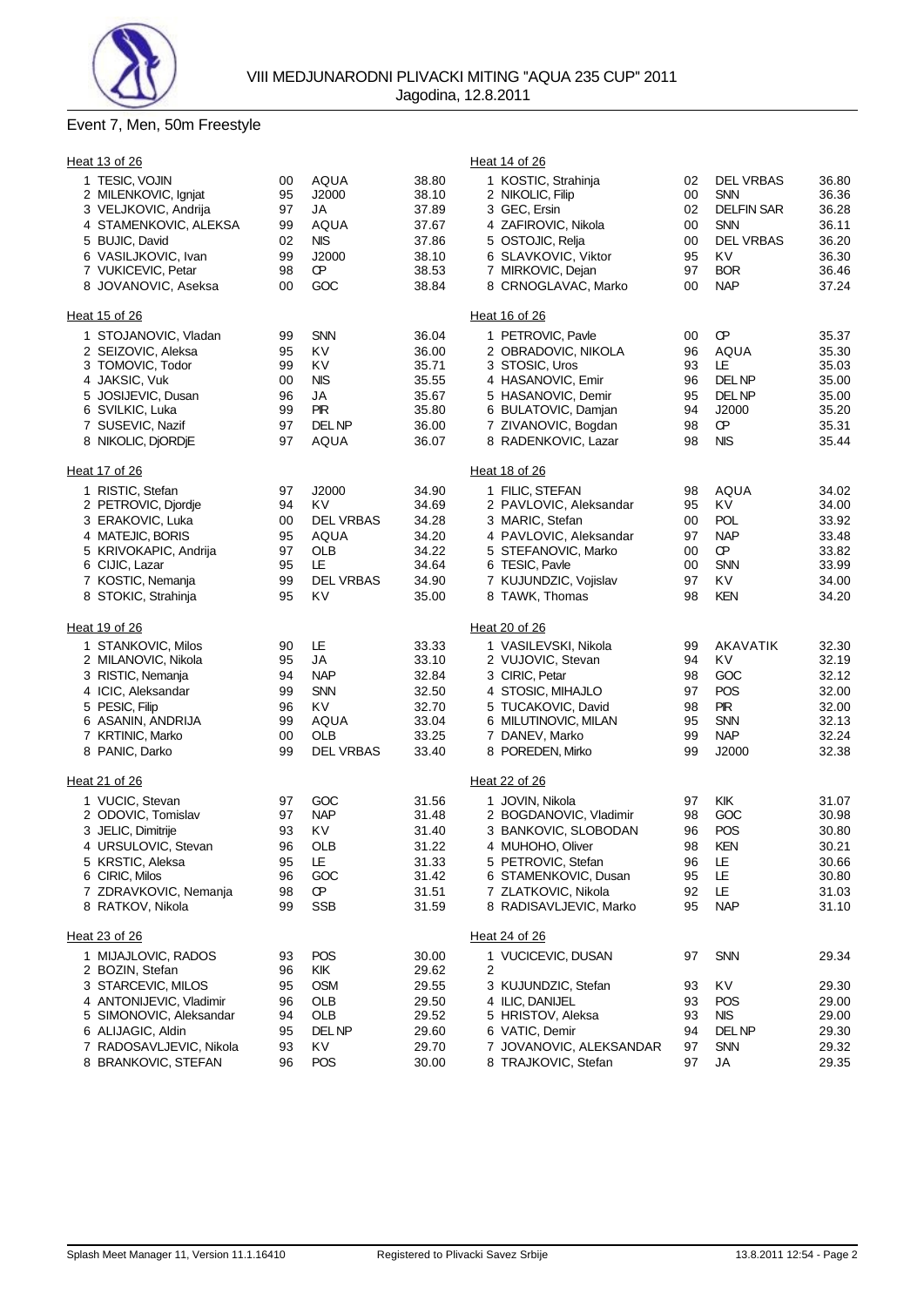## VIII MEDJUNARODNI PLIVACKI MITING "AQUA 235 CUP" 2011

Jagodina, 12.8.2011

### Event 7, Men, 50m Freestyle

**Heat 13 of 26**

| Lane | Name | YB | Club | Time |
|---|---|---|---|---|
| 1 | TESIC, VOJIN | 00 | AQUA | 38.80 |
| 2 | MILENKOVIC, Ignjat | 95 | J2000 | 38.10 |
| 3 | VELJKOVIC, Andrija | 97 | JA | 37.89 |
| 4 | STAMENKOVIC, ALEKSA | 99 | AQUA | 37.67 |
| 5 | BUJIC, David | 02 | NIS | 37.86 |
| 6 | VASILJKOVIC, Ivan | 99 | J2000 | 38.10 |
| 7 | VUKICEVIC, Petar | 98 | CP | 38.53 |
| 8 | JOVANOVIC, Aseksa | 00 | GOC | 38.84 |

**Heat 14 of 26**

| Lane | Name | YB | Club | Time |
|---|---|---|---|---|
| 1 | KOSTIC, Strahinja | 02 | DEL VRBAS | 36.80 |
| 2 | NIKOLIC, Filip | 00 | SNN | 36.36 |
| 3 | GEC, Ersin | 02 | DELFIN SAR | 36.28 |
| 4 | ZAFIROVIC, Nikola | 00 | SNN | 36.11 |
| 5 | OSTOJIC, Relja | 00 | DEL VRBAS | 36.20 |
| 6 | SLAVKOVIC, Viktor | 95 | KV | 36.30 |
| 7 | MIRKOVIC, Dejan | 97 | BOR | 36.46 |
| 8 | CRNOGLAVAC, Marko | 00 | NAP | 37.24 |

**Heat 15 of 26**

| Lane | Name | YB | Club | Time |
|---|---|---|---|---|
| 1 | STOJANOVIC, Vladan | 99 | SNN | 36.04 |
| 2 | SEIZOVIC, Aleksa | 95 | KV | 36.00 |
| 3 | TOMOVIC, Todor | 99 | KV | 35.71 |
| 4 | JAKSIC, Vuk | 00 | NIS | 35.55 |
| 5 | JOSIJEVIC, Dusan | 96 | JA | 35.67 |
| 6 | SVILKIC, Luka | 99 | PIR | 35.80 |
| 7 | SUSEVIC, Nazif | 97 | DEL NP | 36.00 |
| 8 | NIKOLIC, DjORDjE | 97 | AQUA | 36.07 |

**Heat 16 of 26**

| Lane | Name | YB | Club | Time |
|---|---|---|---|---|
| 1 | PETROVIC, Pavle | 00 | CP | 35.37 |
| 2 | OBRADOVIC, NIKOLA | 96 | AQUA | 35.30 |
| 3 | STOSIC, Uros | 93 | LE | 35.03 |
| 4 | HASANOVIC, Emir | 96 | DEL NP | 35.00 |
| 5 | HASANOVIC, Demir | 95 | DEL NP | 35.00 |
| 6 | BULATOVIC, Damjan | 94 | J2000 | 35.20 |
| 7 | ZIVANOVIC, Bogdan | 98 | CP | 35.31 |
| 8 | RADENKOVIC, Lazar | 98 | NIS | 35.44 |

**Heat 17 of 26**

| Lane | Name | YB | Club | Time |
|---|---|---|---|---|
| 1 | RISTIC, Stefan | 97 | J2000 | 34.90 |
| 2 | PETROVIC, Djordje | 94 | KV | 34.69 |
| 3 | ERAKOVIC, Luka | 00 | DEL VRBAS | 34.28 |
| 4 | MATEJIC, BORIS | 95 | AQUA | 34.20 |
| 5 | KRIVOKAPIC, Andrija | 97 | OLB | 34.22 |
| 6 | CIJIC, Lazar | 95 | LE | 34.64 |
| 7 | KOSTIC, Nemanja | 99 | DEL VRBAS | 34.90 |
| 8 | STOKIC, Strahinja | 95 | KV | 35.00 |

**Heat 18 of 26**

| Lane | Name | YB | Club | Time |
|---|---|---|---|---|
| 1 | FILIC, STEFAN | 98 | AQUA | 34.02 |
| 2 | PAVLOVIC, Aleksandar | 95 | KV | 34.00 |
| 3 | MARIC, Stefan | 00 | POL | 33.92 |
| 4 | PAVLOVIC, Aleksandar | 97 | NAP | 33.48 |
| 5 | STEFANOVIC, Marko | 00 | CP | 33.82 |
| 6 | TESIC, Pavle | 00 | SNN | 33.99 |
| 7 | KUJUNDZIC, Vojislav | 97 | KV | 34.00 |
| 8 | TAWK, Thomas | 98 | KEN | 34.20 |

**Heat 19 of 26**

| Lane | Name | YB | Club | Time |
|---|---|---|---|---|
| 1 | STANKOVIC, Milos | 90 | LE | 33.33 |
| 2 | MILANOVIC, Nikola | 95 | JA | 33.10 |
| 3 | RISTIC, Nemanja | 94 | NAP | 32.84 |
| 4 | ICIC, Aleksandar | 99 | SNN | 32.50 |
| 5 | PESIC, Filip | 96 | KV | 32.70 |
| 6 | ASANIN, ANDRIJA | 99 | AQUA | 33.04 |
| 7 | KRTINIC, Marko | 00 | OLB | 33.25 |
| 8 | PANIC, Darko | 99 | DEL VRBAS | 33.40 |

**Heat 20 of 26**

| Lane | Name | YB | Club | Time |
|---|---|---|---|---|
| 1 | VASILEVSKI, Nikola | 99 | AKAVATIK | 32.30 |
| 2 | VUJOVIC, Stevan | 94 | KV | 32.19 |
| 3 | CIRIC, Petar | 98 | GOC | 32.12 |
| 4 | STOSIC, MIHAJLO | 97 | POS | 32.00 |
| 5 | TUCAKOVIC, David | 98 | PIR | 32.00 |
| 6 | MILUTINOVIC, MILAN | 95 | SNN | 32.13 |
| 7 | DANEV, Marko | 99 | NAP | 32.24 |
| 8 | POREDEN, Mirko | 99 | J2000 | 32.38 |

**Heat 21 of 26**

| Lane | Name | YB | Club | Time |
|---|---|---|---|---|
| 1 | VUCIC, Stevan | 97 | GOC | 31.56 |
| 2 | ODOVIC, Tomislav | 97 | NAP | 31.48 |
| 3 | JELIC, Dimitrije | 93 | KV | 31.40 |
| 4 | URSULOVIC, Stevan | 96 | OLB | 31.22 |
| 5 | KRSTIC, Aleksa | 95 | LE | 31.33 |
| 6 | CIRIC, Milos | 96 | GOC | 31.42 |
| 7 | ZDRAVKOVIC, Nemanja | 98 | CP | 31.51 |
| 8 | RATKOV, Nikola | 99 | SSB | 31.59 |

**Heat 22 of 26**

| Lane | Name | YB | Club | Time |
|---|---|---|---|---|
| 1 | JOVIN, Nikola | 97 | KIK | 31.07 |
| 2 | BOGDANOVIC, Vladimir | 98 | GOC | 30.98 |
| 3 | BANKOVIC, SLOBODAN | 96 | POS | 30.80 |
| 4 | MUHOHO, Oliver | 98 | KEN | 30.21 |
| 5 | PETROVIC, Stefan | 96 | LE | 30.66 |
| 6 | STAMENKOVIC, Dusan | 95 | LE | 30.80 |
| 7 | ZLATKOVIC, Nikola | 92 | LE | 31.03 |
| 8 | RADISAVLJEVIC, Marko | 95 | NAP | 31.10 |

**Heat 23 of 26**

| Lane | Name | YB | Club | Time |
|---|---|---|---|---|
| 1 | MIJAJLOVIC, RADOS | 93 | POS | 30.00 |
| 2 | BOZIN, Stefan | 96 | KIK | 29.62 |
| 3 | STARCEVIC, MILOS | 95 | OSM | 29.55 |
| 4 | ANTONIJEVIC, Vladimir | 96 | OLB | 29.50 |
| 5 | SIMONOVIC, Aleksandar | 94 | OLB | 29.52 |
| 6 | ALIJAGIC, Aldin | 95 | DEL NP | 29.60 |
| 7 | RADOSAVLJEVIC, Nikola | 93 | KV | 29.70 |
| 8 | BRANKOVIC, STEFAN | 96 | POS | 30.00 |

**Heat 24 of 26**

| Lane | Name | YB | Club | Time |
|---|---|---|---|---|
| 1 | VUCICEVIC, DUSAN | 97 | SNN | 29.34 |
| 2 | | | | |
| 3 | KUJUNDZIC, Stefan | 93 | KV | 29.30 |
| 4 | ILIC, DANIJEL | 93 | POS | 29.00 |
| 5 | HRISTOV, Aleksa | 93 | NIS | 29.00 |
| 6 | VATIC, Demir | 94 | DEL NP | 29.30 |
| 7 | JOVANOVIC, ALEKSANDAR | 97 | SNN | 29.32 |
| 8 | TRAJKOVIC, Stefan | 97 | JA | 29.35 |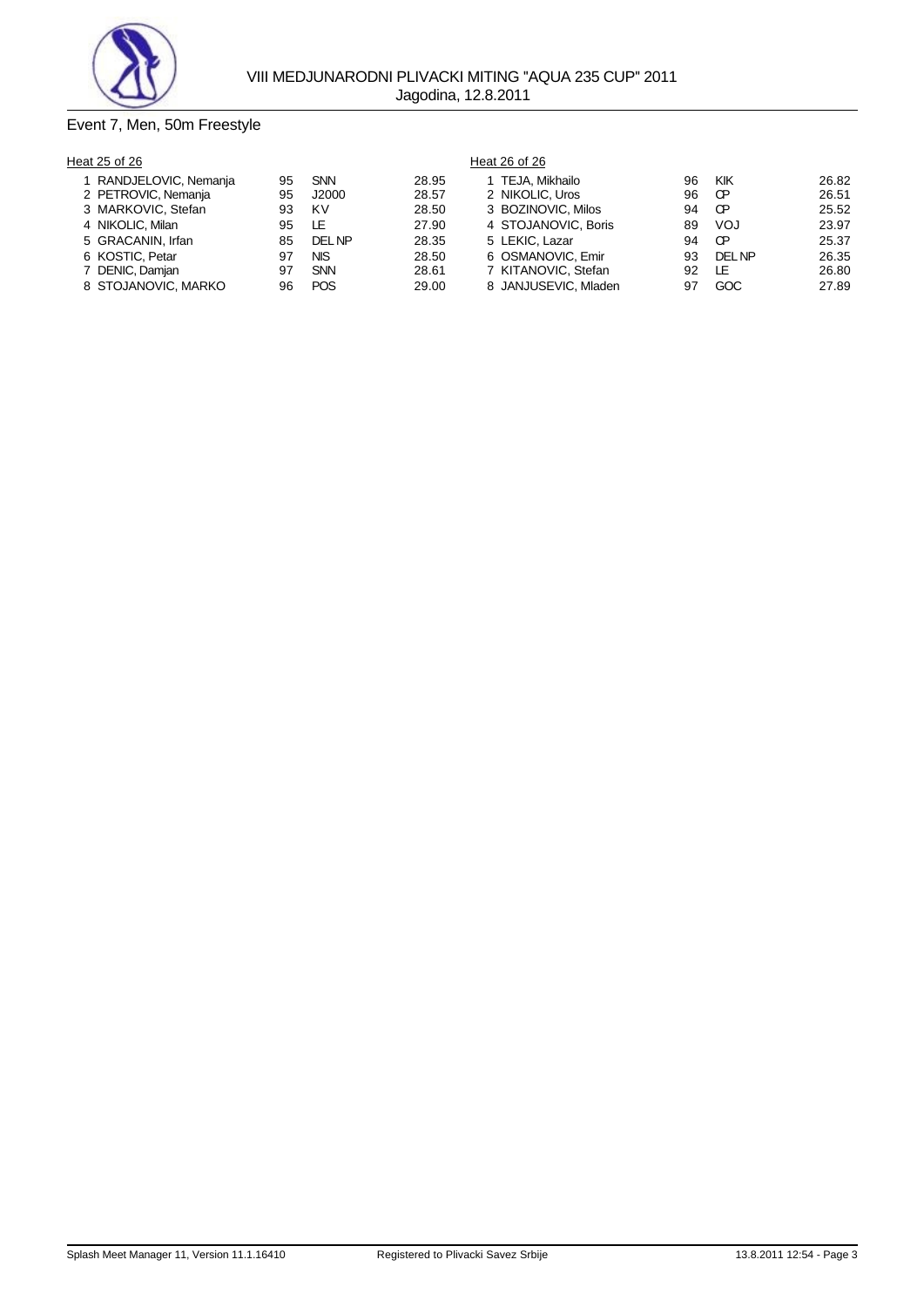VIII MEDJUNARODNI PLIVACKI MITING "AQUA 235 CUP" 2011
Jagodina, 12.8.2011

## Event 7, Men, 50m Freestyle

Heat 25 of 26

| | | | | |
|---|---|---|---|---|
| 1 | RANDJELOVIC, Nemanja | 95 | SNN | 28.95 |
| 2 | PETROVIC, Nemanja | 95 | J2000 | 28.57 |
| 3 | MARKOVIC, Stefan | 93 | KV | 28.50 |
| 4 | NIKOLIC, Milan | 95 | LE | 27.90 |
| 5 | GRACANIN, Irfan | 85 | DEL NP | 28.35 |
| 6 | KOSTIC, Petar | 97 | NIS | 28.50 |
| 7 | DENIC, Damjan | 97 | SNN | 28.61 |
| 8 | STOJANOVIC, MARKO | 96 | POS | 29.00 |

Heat 26 of 26

| | | | | |
|---|---|---|---|---|
| 1 | TEJA, Mikhailo | 96 | KIK | 26.82 |
| 2 | NIKOLIC, Uros | 96 | CP | 26.51 |
| 3 | BOZINOVIC, Milos | 94 | CP | 25.52 |
| 4 | STOJANOVIC, Boris | 89 | VOJ | 23.97 |
| 5 | LEKIC, Lazar | 94 | CP | 25.37 |
| 6 | OSMANOVIC, Emir | 93 | DEL NP | 26.35 |
| 7 | KITANOVIC, Stefan | 92 | LE | 26.80 |
| 8 | JANJUSEVIC, Mladen | 97 | GOC | 27.89 |